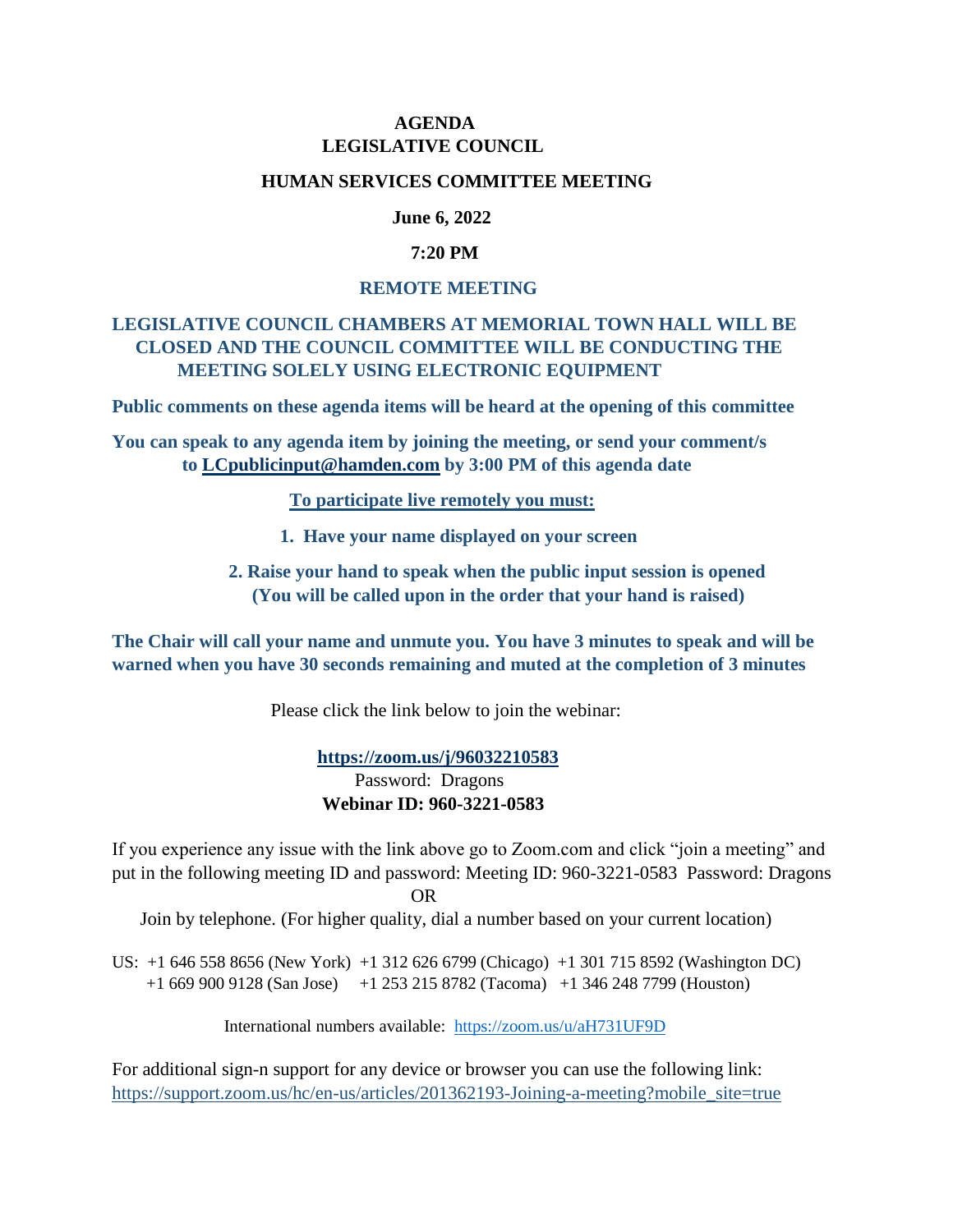# AGENDA
# LEGISLATIVE COUNCIL

## HUMAN SERVICES COMMITTEE MEETING

**June 6, 2022**

**7:20 PM**

**REMOTE MEETING**

**LEGISLATIVE COUNCIL CHAMBERS AT MEMORIAL TOWN HALL WILL BE CLOSED AND THE COUNCIL COMMITTEE WILL BE CONDUCTING THE MEETING SOLELY USING ELECTRONIC EQUIPMENT**

**Public comments on these agenda items will be heard at the opening of this committee**

**You can speak to any agenda item by joining the meeting, or send your comment/s to [LCpublicinput@hamden.com](mailto:LCpublicinput@hamden.com) by 3:00 PM of this agenda date**

**To participate live remotely you must:**

1. **Have your name displayed on your screen**
2. **Raise your hand to speak when the public input session is opened (You will be called upon in the order that your hand is raised)**

**The Chair will call your name and unmute you. You have 3 minutes to speak and will be warned when you have 30 seconds remaining and muted at the completion of 3 minutes**

Please click the link below to join the webinar:

**[https://zoom.us/j/96032210583](https://zoom.us/j/96032210583)**
Password: Dragons
**Webinar ID: 960-3221-0583**

If you experience any issue with the link above go to Zoom.com and click "join a meeting" and put in the following meeting ID and password: Meeting ID: 960-3221-0583 Password: Dragons

OR

Join by telephone. (For higher quality, dial a number based on your current location)

US: +1 646 558 8656 (New York) +1 312 626 6799 (Chicago) +1 301 715 8592 (Washington DC)
+1 669 900 9128 (San Jose) +1 253 215 8782 (Tacoma) +1 346 248 7799 (Houston)

International numbers available: [https://zoom.us/u/aH731UF9D](https://zoom.us/u/aH731UF9D)

For additional sign-n support for any device or browser you can use the following link:
[https://support.zoom.us/hc/en-us/articles/201362193-Joining-a-meeting?mobile_site=true](https://support.zoom.us/hc/en-us/articles/201362193-Joining-a-meeting?mobile_site=true)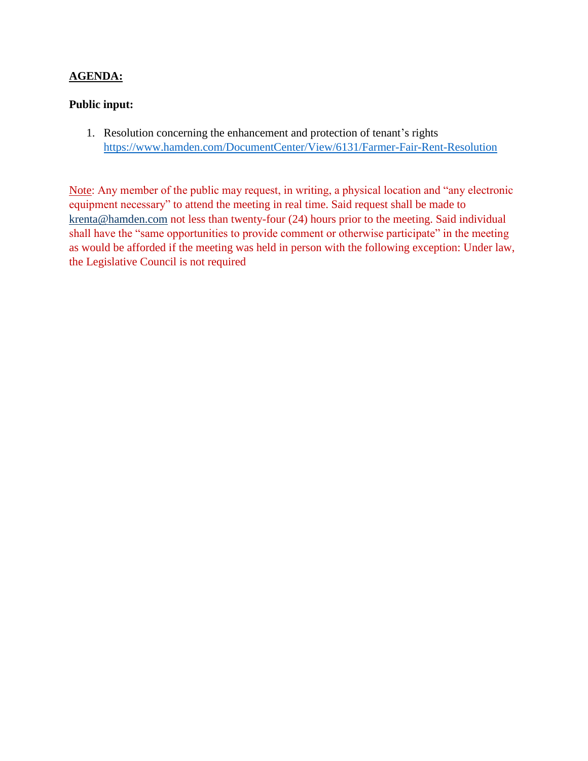**AGENDA:**

**Public input:**

1. Resolution concerning the enhancement and protection of tenant's rights
   https://www.hamden.com/DocumentCenter/View/6131/Farmer-Fair-Rent-Resolution

Note: Any member of the public may request, in writing, a physical location and "any electronic equipment necessary" to attend the meeting in real time. Said request shall be made to krenta@hamden.com not less than twenty-four (24) hours prior to the meeting. Said individual shall have the "same opportunities to provide comment or otherwise participate" in the meeting as would be afforded if the meeting was held in person with the following exception: Under law, the Legislative Council is not required